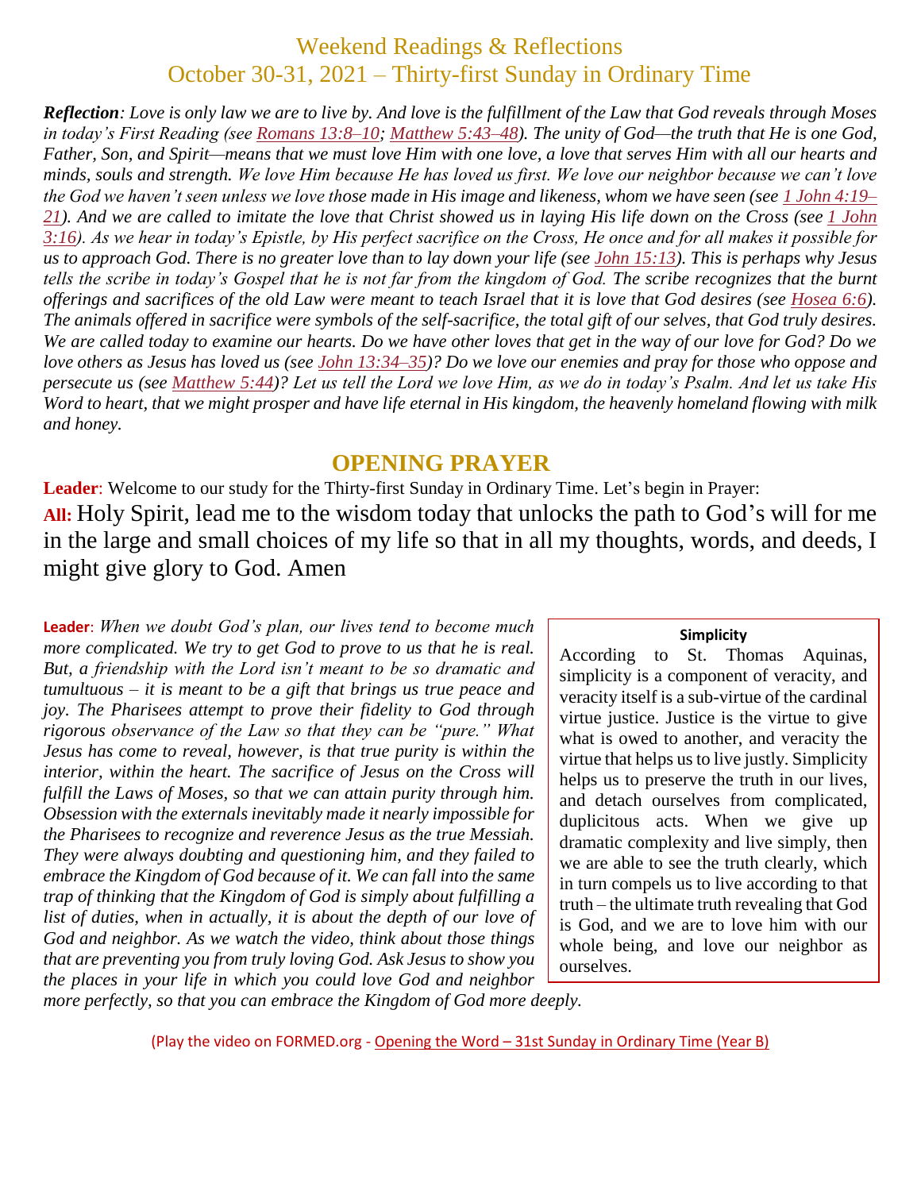# Weekend Readings & Reflections
## October 30-31, 2021 – Thirty-first Sunday in Ordinary Time

***Reflection**: Love is only law we are to live by. And love is the fulfillment of the Law that God reveals through Moses in today's First Reading (see Romans 13:8–10; Matthew 5:43–48). The unity of God—the truth that He is one God, Father, Son, and Spirit—means that we must love Him with one love, a love that serves Him with all our hearts and minds, souls and strength. We love Him because He has loved us first. We love our neighbor because we can't love the God we haven't seen unless we love those made in His image and likeness, whom we have seen (see 1 John 4:19–21). And we are called to imitate the love that Christ showed us in laying His life down on the Cross (see 1 John 3:16). As we hear in today's Epistle, by His perfect sacrifice on the Cross, He once and for all makes it possible for us to approach God. There is no greater love than to lay down your life (see John 15:13). This is perhaps why Jesus tells the scribe in today's Gospel that he is not far from the kingdom of God. The scribe recognizes that the burnt offerings and sacrifices of the old Law were meant to teach Israel that it is love that God desires (see Hosea 6:6). The animals offered in sacrifice were symbols of the self-sacrifice, the total gift of our selves, that God truly desires. We are called today to examine our hearts. Do we have other loves that get in the way of our love for God? Do we love others as Jesus has loved us (see John 13:34–35)? Do we love our enemies and pray for those who oppose and persecute us (see Matthew 5:44)? Let us tell the Lord we love Him, as we do in today's Psalm. And let us take His Word to heart, that we might prosper and have life eternal in His kingdom, the heavenly homeland flowing with milk and honey.*

## OPENING PRAYER

**Leader**: Welcome to our study for the Thirty-first Sunday in Ordinary Time. Let's begin in Prayer:

**All:** Holy Spirit, lead me to the wisdom today that unlocks the path to God's will for me in the large and small choices of my life so that in all my thoughts, words, and deeds, I might give glory to God. Amen

**Leader**: *When we doubt God's plan, our lives tend to become much more complicated. We try to get God to prove to us that he is real. But, a friendship with the Lord isn't meant to be so dramatic and tumultuous – it is meant to be a gift that brings us true peace and joy. The Pharisees attempt to prove their fidelity to God through rigorous observance of the Law so that they can be "pure." What Jesus has come to reveal, however, is that true purity is within the interior, within the heart. The sacrifice of Jesus on the Cross will fulfill the Laws of Moses, so that we can attain purity through him. Obsession with the externals inevitably made it nearly impossible for the Pharisees to recognize and reverence Jesus as the true Messiah. They were always doubting and questioning him, and they failed to embrace the Kingdom of God because of it. We can fall into the same trap of thinking that the Kingdom of God is simply about fulfilling a list of duties, when in actually, it is about the depth of our love of God and neighbor. As we watch the video, think about those things that are preventing you from truly loving God. Ask Jesus to show you the places in your life in which you could love God and neighbor more perfectly, so that you can embrace the Kingdom of God more deeply.*

**Simplicity**

According to St. Thomas Aquinas, simplicity is a component of veracity, and veracity itself is a sub-virtue of the cardinal virtue justice. Justice is the virtue to give what is owed to another, and veracity the virtue that helps us to live justly. Simplicity helps us to preserve the truth in our lives, and detach ourselves from complicated, duplicitous acts. When we give up dramatic complexity and live simply, then we are able to see the truth clearly, which in turn compels us to live according to that truth – the ultimate truth revealing that God is God, and we are to love him with our whole being, and love our neighbor as ourselves.

(Play the video on FORMED.org - Opening the Word – 31st Sunday in Ordinary Time (Year B)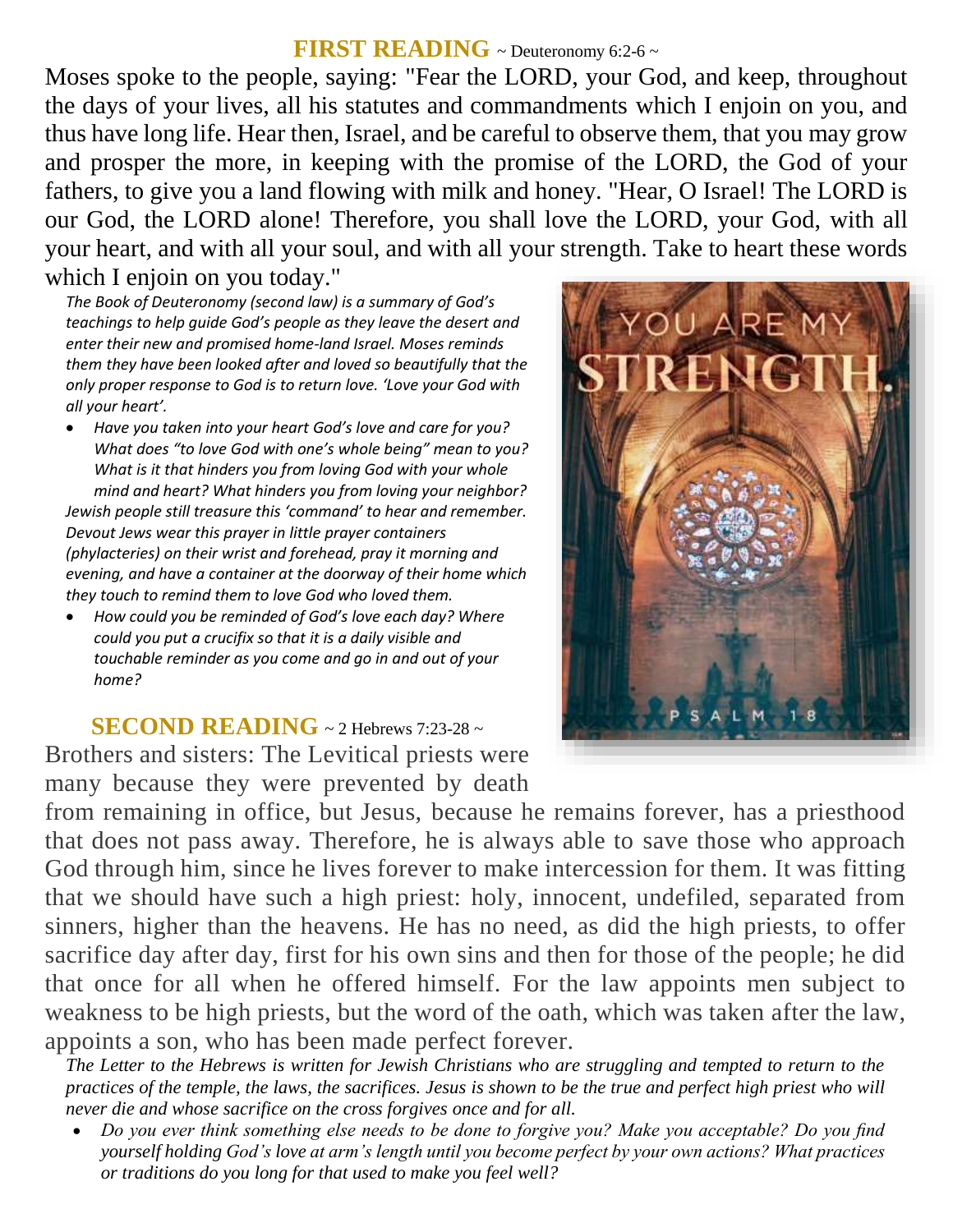## FIRST READING ~ Deuteronomy 6:2-6 ~

Moses spoke to the people, saying: "Fear the LORD, your God, and keep, throughout the days of your lives, all his statutes and commandments which I enjoin on you, and thus have long life. Hear then, Israel, and be careful to observe them, that you may grow and prosper the more, in keeping with the promise of the LORD, the God of your fathers, to give you a land flowing with milk and honey. "Hear, O Israel! The LORD is our God, the LORD alone! Therefore, you shall love the LORD, your God, with all your heart, and with all your soul, and with all your strength. Take to heart these words which I enjoin on you today."

*The Book of Deuteronomy (second law) is a summary of God's teachings to help guide God's people as they leave the desert and enter their new and promised home-land Israel. Moses reminds them they have been looked after and loved so beautifully that the only proper response to God is to return love. 'Love your God with all your heart'.*

- *Have you taken into your heart God's love and care for you? What does "to love God with one's whole being" mean to you? What is it that hinders you from loving God with your whole mind and heart? What hinders you from loving your neighbor?*

*Jewish people still treasure this 'command' to hear and remember. Devout Jews wear this prayer in little prayer containers (phylacteries) on their wrist and forehead, pray it morning and evening, and have a container at the doorway of their home which they touch to remind them to love God who loved them.*

- *How could you be reminded of God's love each day? Where could you put a crucifix so that it is a daily visible and touchable reminder as you come and go in and out of your home?*

## SECOND READING ~ 2 Hebrews 7:23-28 ~

Brothers and sisters: The Levitical priests were many because they were prevented by death from remaining in office, but Jesus, because he remains forever, has a priesthood that does not pass away. Therefore, he is always able to save those who approach God through him, since he lives forever to make intercession for them. It was fitting that we should have such a high priest: holy, innocent, undefiled, separated from sinners, higher than the heavens. He has no need, as did the high priests, to offer sacrifice day after day, first for his own sins and then for those of the people; he did that once for all when he offered himself. For the law appoints men subject to weakness to be high priests, but the word of the oath, which was taken after the law, appoints a son, who has been made perfect forever.

*The Letter to the Hebrews is written for Jewish Christians who are struggling and tempted to return to the practices of the temple, the laws, the sacrifices. Jesus is shown to be the true and perfect high priest who will never die and whose sacrifice on the cross forgives once and for all.*

- *Do you ever think something else needs to be done to forgive you? Make you acceptable? Do you find yourself holding God's love at arm's length until you become perfect by your own actions? What practices or traditions do you long for that used to make you feel well?*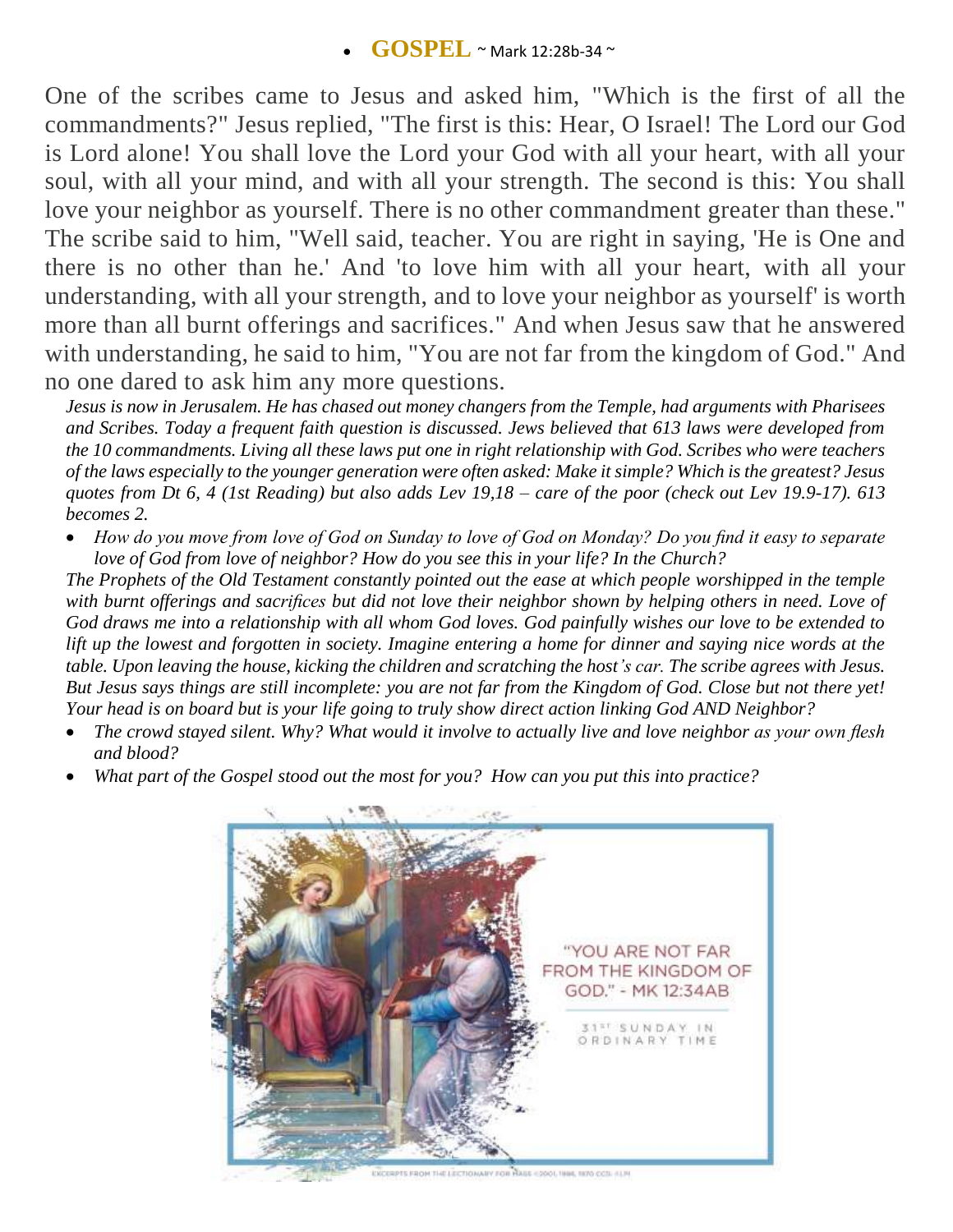- **GOSPEL** ~ Mark 12:28b-34 ~

One of the scribes came to Jesus and asked him, "Which is the first of all the commandments?" Jesus replied, "The first is this: Hear, O Israel! The Lord our God is Lord alone! You shall love the Lord your God with all your heart, with all your soul, with all your mind, and with all your strength. The second is this: You shall love your neighbor as yourself. There is no other commandment greater than these." The scribe said to him, "Well said, teacher. You are right in saying, 'He is One and there is no other than he.' And 'to love him with all your heart, with all your understanding, with all your strength, and to love your neighbor as yourself' is worth more than all burnt offerings and sacrifices." And when Jesus saw that he answered with understanding, he said to him, "You are not far from the kingdom of God." And no one dared to ask him any more questions.

*Jesus is now in Jerusalem. He has chased out money changers from the Temple, had arguments with Pharisees and Scribes. Today a frequent faith question is discussed. Jews believed that 613 laws were developed from the 10 commandments. Living all these laws put one in right relationship with God. Scribes who were teachers of the laws especially to the younger generation were often asked: Make it simple? Which is the greatest? Jesus quotes from Dt 6, 4 (1st Reading) but also adds Lev 19,18 – care of the poor (check out Lev 19.9-17). 613 becomes 2.*

- *How do you move from love of God on Sunday to love of God on Monday? Do you find it easy to separate love of God from love of neighbor? How do you see this in your life? In the Church?*

*The Prophets of the Old Testament constantly pointed out the ease at which people worshipped in the temple with burnt offerings and sacrifices but did not love their neighbor shown by helping others in need. Love of God draws me into a relationship with all whom God loves. God painfully wishes our love to be extended to lift up the lowest and forgotten in society. Imagine entering a home for dinner and saying nice words at the table. Upon leaving the house, kicking the children and scratching the host's car. The scribe agrees with Jesus. But Jesus says things are still incomplete: you are not far from the Kingdom of God. Close but not there yet! Your head is on board but is your life going to truly show direct action linking God AND Neighbor?*

- *The crowd stayed silent. Why? What would it involve to actually live and love neighbor as your own flesh and blood?*
- *What part of the Gospel stood out the most for you? How can you put this into practice?*

"YOU ARE NOT FAR FROM THE KINGDOM OF GOD." - MK 12:34AB

31ST SUNDAY IN ORDINARY TIME

EXCERPTS FROM THE LECTIONARY FOR MASS ©2001, 1998, 1970 CCD. ALL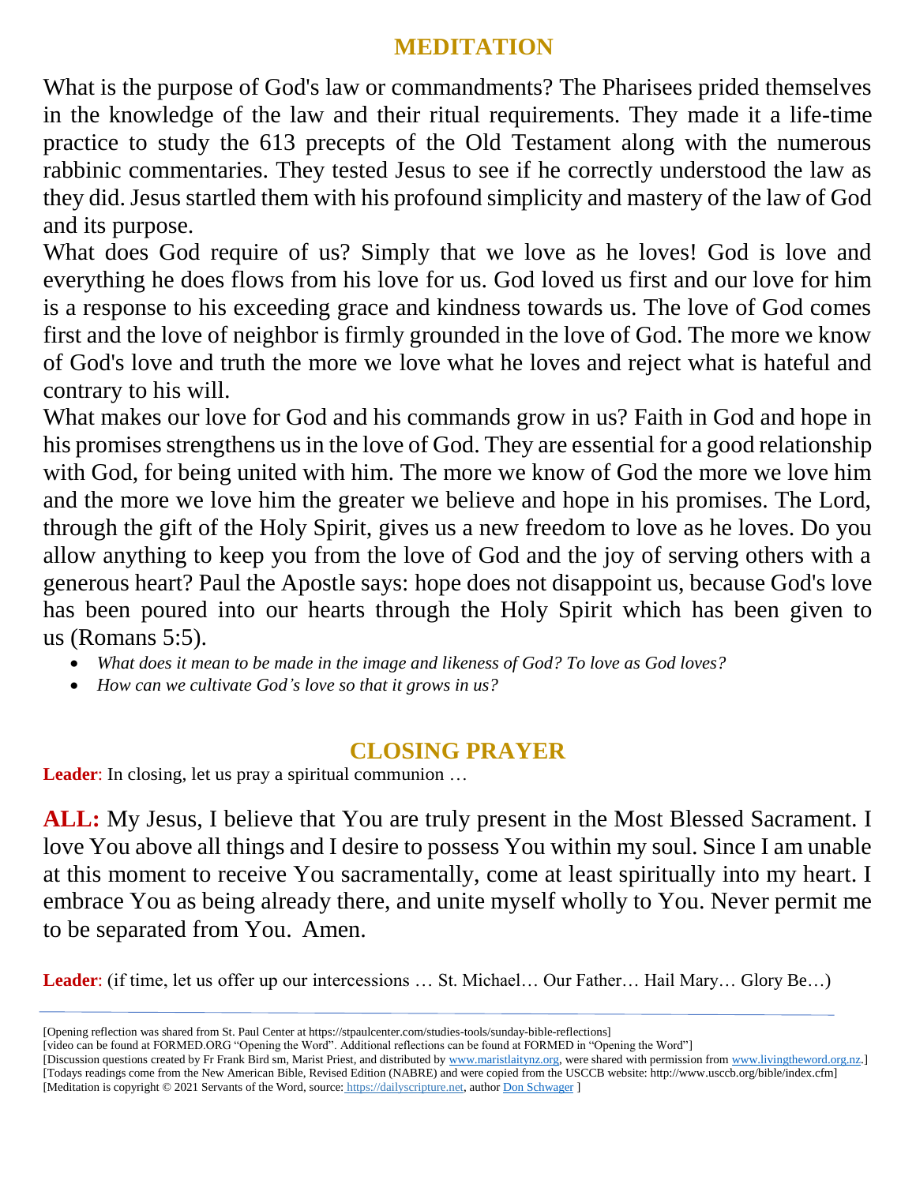## MEDITATION

What is the purpose of God's law or commandments? The Pharisees prided themselves in the knowledge of the law and their ritual requirements. They made it a life-time practice to study the 613 precepts of the Old Testament along with the numerous rabbinic commentaries. They tested Jesus to see if he correctly understood the law as they did. Jesus startled them with his profound simplicity and mastery of the law of God and its purpose.

What does God require of us? Simply that we love as he loves! God is love and everything he does flows from his love for us. God loved us first and our love for him is a response to his exceeding grace and kindness towards us. The love of God comes first and the love of neighbor is firmly grounded in the love of God. The more we know of God's love and truth the more we love what he loves and reject what is hateful and contrary to his will.

What makes our love for God and his commands grow in us? Faith in God and hope in his promises strengthens us in the love of God. They are essential for a good relationship with God, for being united with him. The more we know of God the more we love him and the more we love him the greater we believe and hope in his promises. The Lord, through the gift of the Holy Spirit, gives us a new freedom to love as he loves. Do you allow anything to keep you from the love of God and the joy of serving others with a generous heart? Paul the Apostle says: hope does not disappoint us, because God's love has been poured into our hearts through the Holy Spirit which has been given to us (Romans 5:5).

- *What does it mean to be made in the image and likeness of God? To love as God loves?*
- *How can we cultivate God's love so that it grows in us?*

## CLOSING PRAYER

**Leader**: In closing, let us pray a spiritual communion …

**ALL:** My Jesus, I believe that You are truly present in the Most Blessed Sacrament. I love You above all things and I desire to possess You within my soul. Since I am unable at this moment to receive You sacramentally, come at least spiritually into my heart. I embrace You as being already there, and unite myself wholly to You. Never permit me to be separated from You. Amen.

**Leader**: (if time, let us offer up our intercessions … St. Michael… Our Father… Hail Mary… Glory Be…)

---

[Opening reflection was shared from St. Paul Center at https://stpaulcenter.com/studies-tools/sunday-bible-reflections]
[video can be found at FORMED.ORG "Opening the Word". Additional reflections can be found at FORMED in "Opening the Word"]
[Discussion questions created by Fr Frank Bird sm, Marist Priest, and distributed by www.maristlaitynz.org, were shared with permission from www.livingtheword.org.nz.]
[Todays readings come from the New American Bible, Revised Edition (NABRE) and were copied from the USCCB website: http://www.usccb.org/bible/index.cfm]
[Meditation is copyright © 2021 Servants of the Word, source: https://dailyscripture.net, author Don Schwager ]